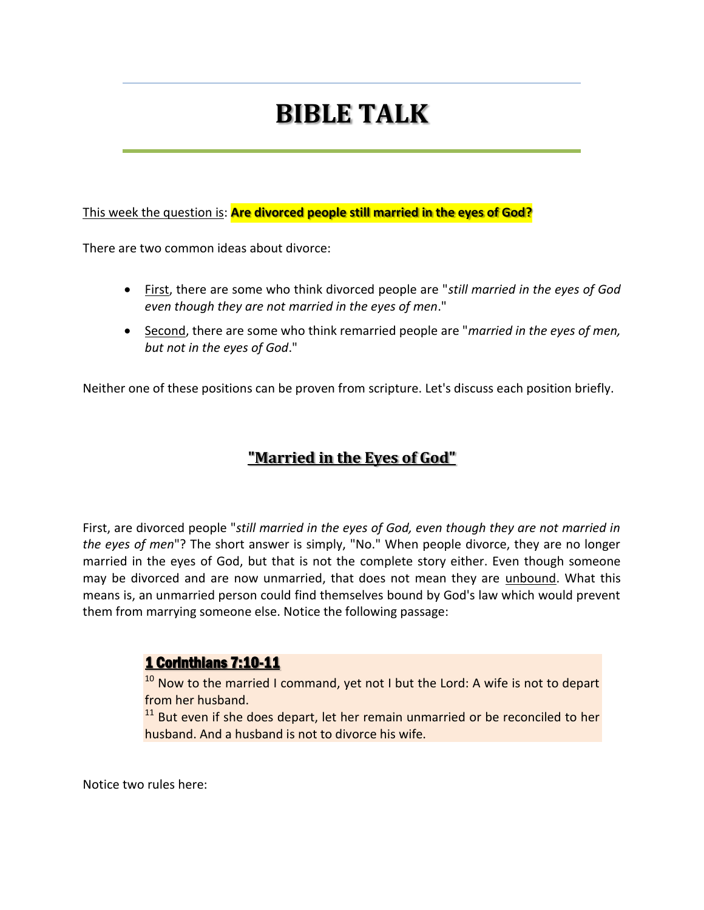# BIBLE TALK

This week the question is: **Are divorced people still married in the eyes of God?**

There are two common ideas about divorce:

- First, there are some who think divorced people are "*still married in the eyes of God even though they are not married in the eyes of men*."
- Second, there are some who think remarried people are "*married in the eyes of men, but not in the eyes of God*."

Neither one of these positions can be proven from scripture. Let's discuss each position briefly.

## "Married in the Eyes of God"

First, are divorced people "*still married in the eyes of God, even though they are not married in the eyes of men*"? The short answer is simply, "No." When people divorce, they are no longer married in the eyes of God, but that is not the complete story either. Even though someone may be divorced and are now unmarried, that does not mean they are unbound. What this means is, an unmarried person could find themselves bound by God's law which would prevent them from marrying someone else. Notice the following passage:

> **1 Corinthians 7:10-11**
> [10] Now to the married I command, yet not I but the Lord: A wife is not to depart from her husband.
> [11] But even if she does depart, let her remain unmarried or be reconciled to her husband. And a husband is not to divorce his wife.

Notice two rules here: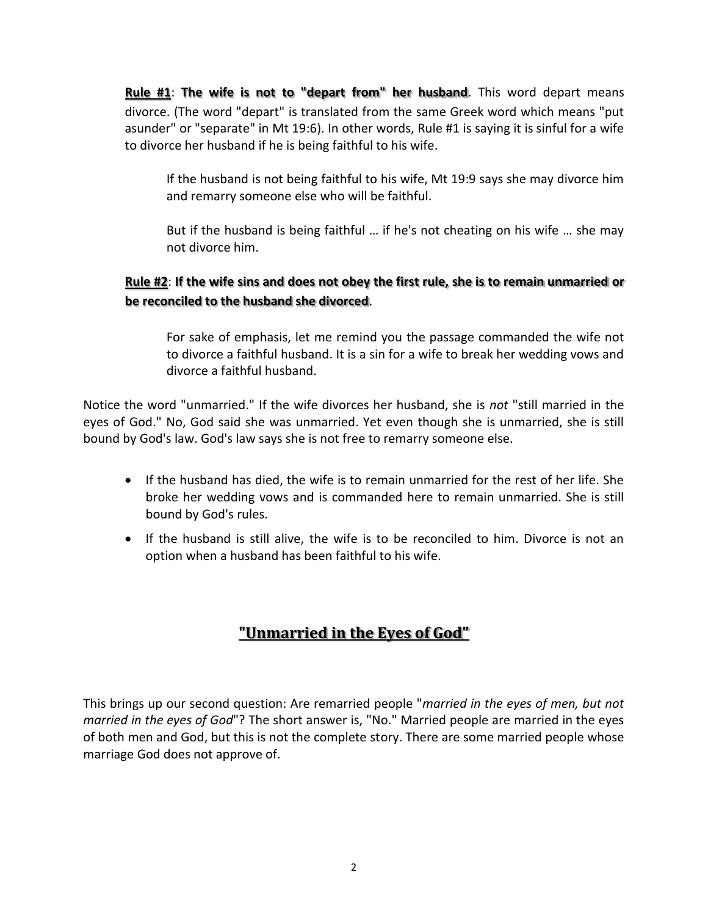**Rule #1**: **The wife is not to "depart from" her husband**. This word depart means divorce. (The word "depart" is translated from the same Greek word which means "put asunder" or "separate" in Mt 19:6). In other words, Rule #1 is saying it is sinful for a wife to divorce her husband if he is being faithful to his wife.

> If the husband is not being faithful to his wife, Mt 19:9 says she may divorce him and remarry someone else who will be faithful.
>
> But if the husband is being faithful … if he's not cheating on his wife … she may not divorce him.

**Rule #2**: **If the wife sins and does not obey the first rule, she is to remain unmarried or be reconciled to the husband she divorced**.

> For sake of emphasis, let me remind you the passage commanded the wife not to divorce a faithful husband. It is a sin for a wife to break her wedding vows and divorce a faithful husband.

Notice the word "unmarried." If the wife divorces her husband, she is *not* "still married in the eyes of God." No, God said she was unmarried. Yet even though she is unmarried, she is still bound by God's law. God's law says she is not free to remarry someone else.

- If the husband has died, the wife is to remain unmarried for the rest of her life. She broke her wedding vows and is commanded here to remain unmarried. She is still bound by God's rules.
- If the husband is still alive, the wife is to be reconciled to him. Divorce is not an option when a husband has been faithful to his wife.

## "Unmarried in the Eyes of God"

This brings up our second question: Are remarried people "*married in the eyes of men, but not married in the eyes of God*"? The short answer is, "No." Married people are married in the eyes of both men and God, but this is not the complete story. There are some married people whose marriage God does not approve of.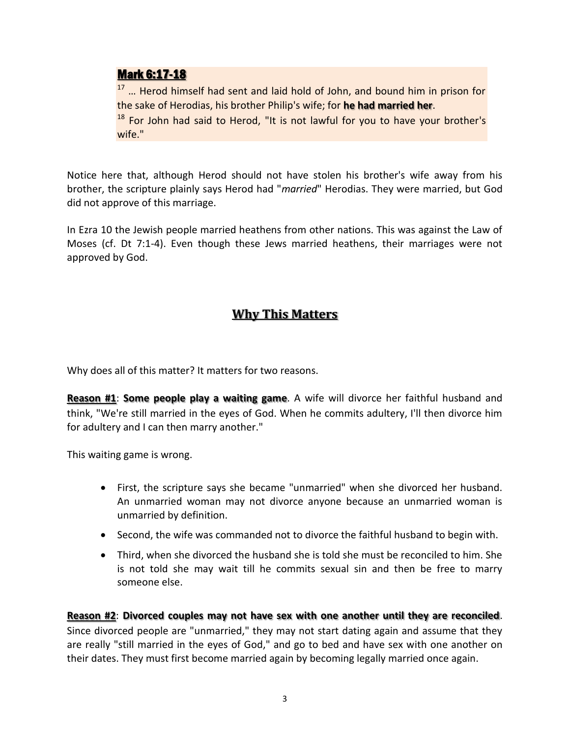**Mark 6:17-18**

[17] … Herod himself had sent and laid hold of John, and bound him in prison for the sake of Herodias, his brother Philip's wife; for **he had married her**.

[18] For John had said to Herod, "It is not lawful for you to have your brother's wife."

Notice here that, although Herod should not have stolen his brother's wife away from his brother, the scripture plainly says Herod had "*married*" Herodias. They were married, but God did not approve of this marriage.

In Ezra 10 the Jewish people married heathens from other nations. This was against the Law of Moses (cf. Dt 7:1-4). Even though these Jews married heathens, their marriages were not approved by God.

## Why This Matters

Why does all of this matter? It matters for two reasons.

**Reason #1**: **Some people play a waiting game**. A wife will divorce her faithful husband and think, "We're still married in the eyes of God. When he commits adultery, I'll then divorce him for adultery and I can then marry another."

This waiting game is wrong.

- First, the scripture says she became "unmarried" when she divorced her husband. An unmarried woman may not divorce anyone because an unmarried woman is unmarried by definition.
- Second, the wife was commanded not to divorce the faithful husband to begin with.
- Third, when she divorced the husband she is told she must be reconciled to him. She is not told she may wait till he commits sexual sin and then be free to marry someone else.

**Reason #2**: **Divorced couples may not have sex with one another until they are reconciled**. Since divorced people are "unmarried," they may not start dating again and assume that they are really "still married in the eyes of God," and go to bed and have sex with one another on their dates. They must first become married again by becoming legally married once again.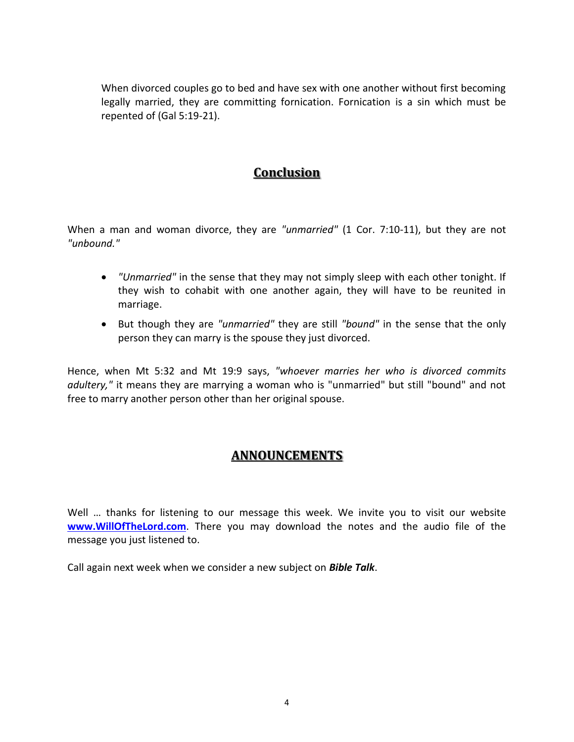When divorced couples go to bed and have sex with one another without first becoming legally married, they are committing fornication. Fornication is a sin which must be repented of (Gal 5:19-21).

## Conclusion

When a man and woman divorce, they are *"unmarried"* (1 Cor. 7:10-11), but they are not *"unbound."*

- *"Unmarried"* in the sense that they may not simply sleep with each other tonight. If they wish to cohabit with one another again, they will have to be reunited in marriage.
- But though they are *"unmarried"* they are still *"bound"* in the sense that the only person they can marry is the spouse they just divorced.

Hence, when Mt 5:32 and Mt 19:9 says, *"whoever marries her who is divorced commits adultery,"* it means they are marrying a woman who is "unmarried" but still "bound" and not free to marry another person other than her original spouse.

## ANNOUNCEMENTS

Well … thanks for listening to our message this week. We invite you to visit our website **www.WillOfTheLord.com**. There you may download the notes and the audio file of the message you just listened to.

Call again next week when we consider a new subject on ***Bible Talk***.